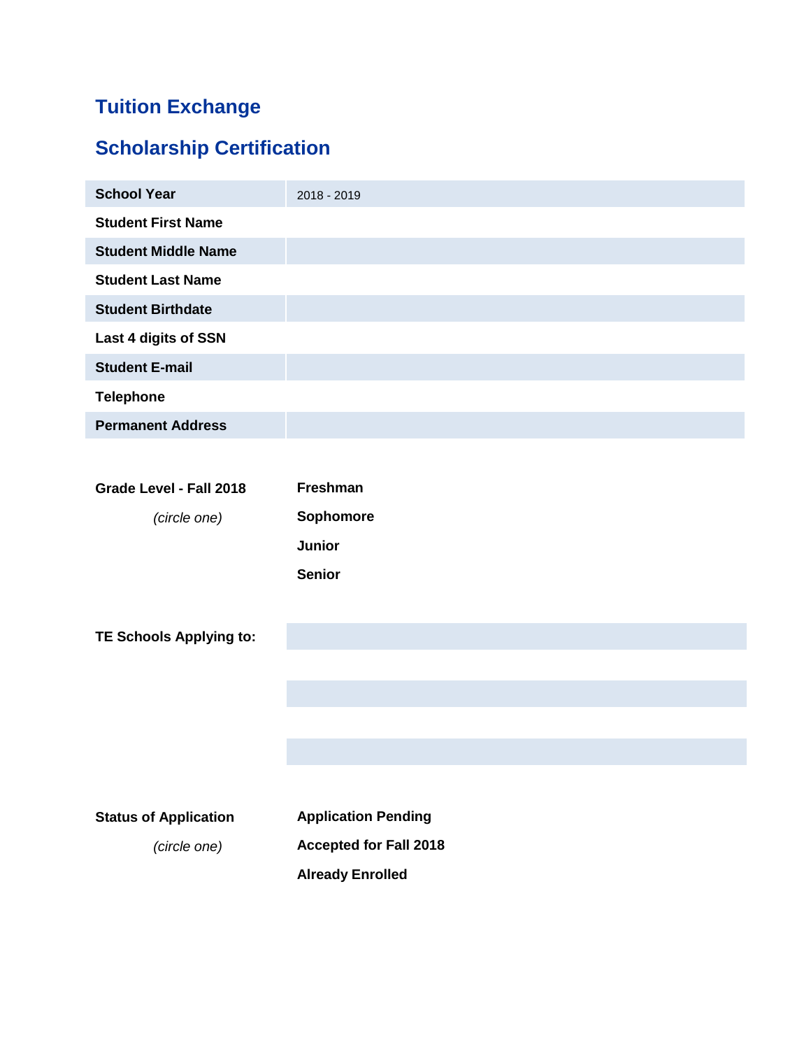# Tuition Exchange

## Scholarship Certification

| School Year | 2018 - 2019 |
|---|---|
| Student First Name | |
| Student Middle Name | |
| Student Last Name | |
| Student Birthdate | |
| Last 4 digits of SSN | |
| Student E-mail | |
| Telephone | |
| Permanent Address | |

**Grade Level - Fall 2018**

*(circle one)*

**Freshman**

**Sophomore**

**Junior**

**Senior**

**TE Schools Applying to:**

**Status of Application**

*(circle one)*

**Application Pending**

**Accepted for Fall 2018**

**Already Enrolled**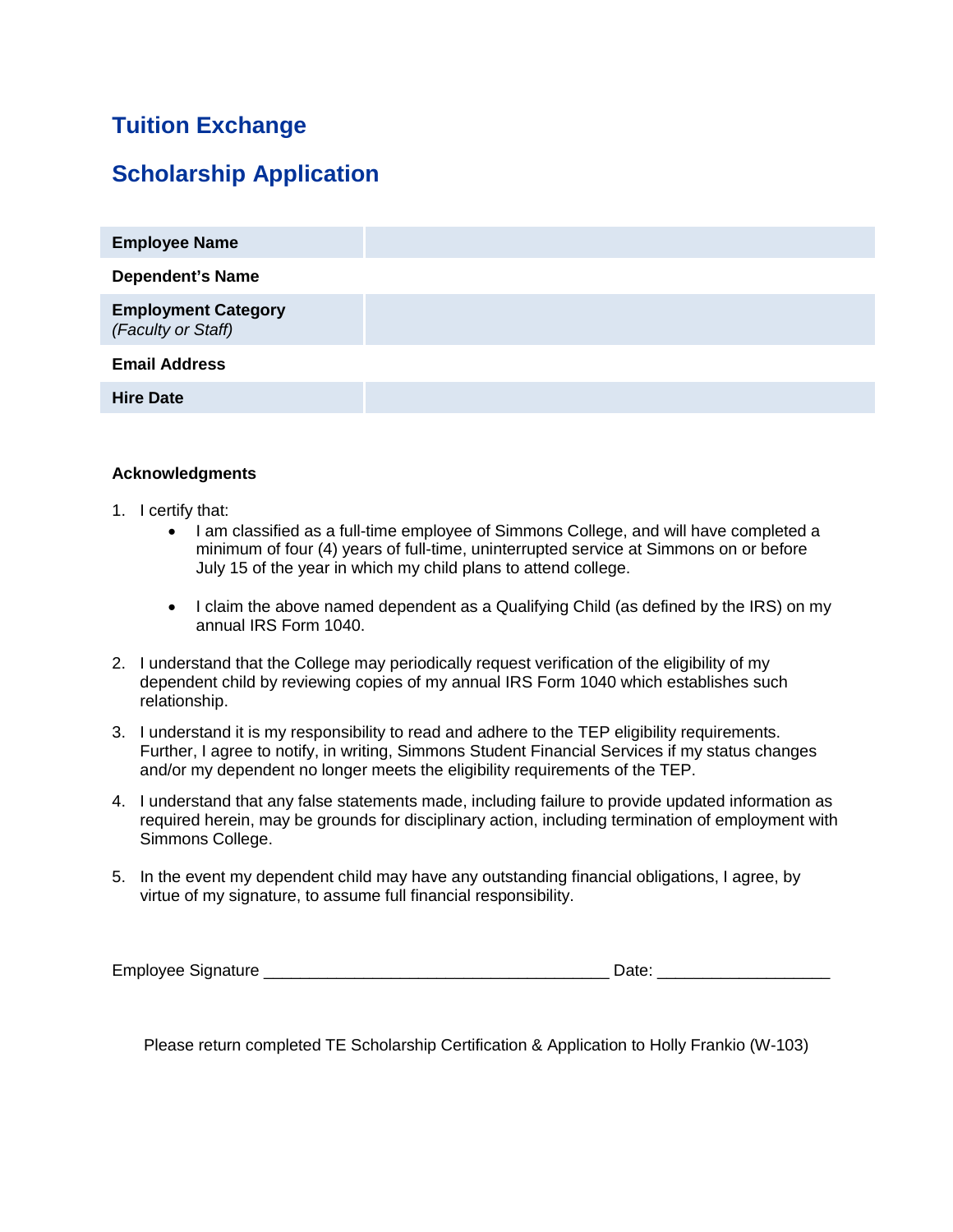# Tuition Exchange

# Scholarship Application

| | |
|---|---|
| **Employee Name** | |
| **Dependent's Name** | |
| **Employment Category** *(Faculty or Staff)* | |
| **Email Address** | |
| **Hire Date** | |

**Acknowledgments**

1. I certify that:
   - I am classified as a full-time employee of Simmons College, and will have completed a minimum of four (4) years of full-time, uninterrupted service at Simmons on or before July 15 of the year in which my child plans to attend college.
   - I claim the above named dependent as a Qualifying Child (as defined by the IRS) on my annual IRS Form 1040.
2. I understand that the College may periodically request verification of the eligibility of my dependent child by reviewing copies of my annual IRS Form 1040 which establishes such relationship.
3. I understand it is my responsibility to read and adhere to the TEP eligibility requirements. Further, I agree to notify, in writing, Simmons Student Financial Services if my status changes and/or my dependent no longer meets the eligibility requirements of the TEP.
4. I understand that any false statements made, including failure to provide updated information as required herein, may be grounds for disciplinary action, including termination of employment with Simmons College.
5. In the event my dependent child may have any outstanding financial obligations, I agree, by virtue of my signature, to assume full financial responsibility.

Employee Signature _____________________________________ Date: __________________

Please return completed TE Scholarship Certification & Application to Holly Frankio (W-103)